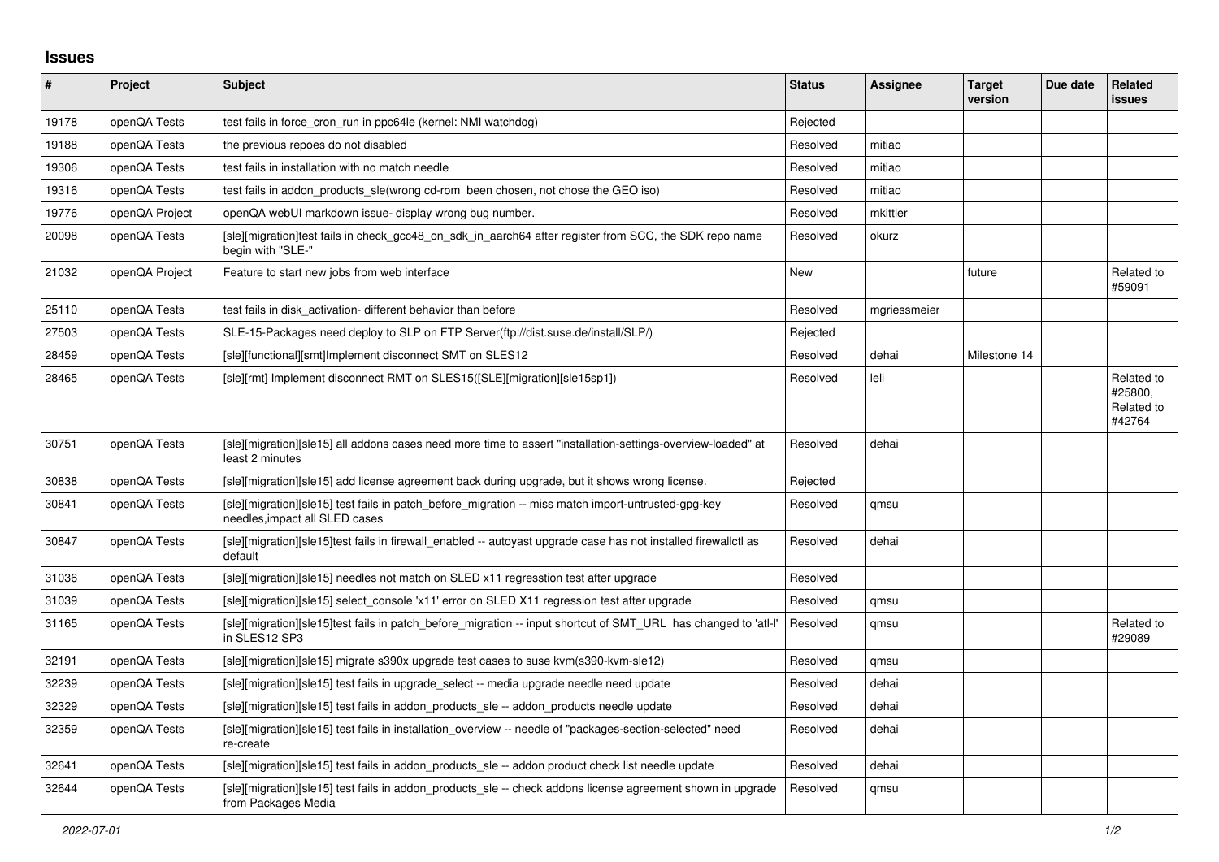## Issues

| # | Project | Subject | Status | Assignee | Target version | Due date | Related issues |
|---|---|---|---|---|---|---|---|
| 19178 | openQA Tests | test fails in force_cron_run in ppc64le (kernel: NMI watchdog) | Rejected | | | | |
| 19188 | openQA Tests | the previous repoes do not disabled | Resolved | mitiao | | | |
| 19306 | openQA Tests | test fails in installation with no match needle | Resolved | mitiao | | | |
| 19316 | openQA Tests | test fails in addon_products_sle(wrong cd-rom been chosen, not chose the GEO iso) | Resolved | mitiao | | | |
| 19776 | openQA Project | openQA webUI markdown issue- display wrong bug number. | Resolved | mkittler | | | |
| 20098 | openQA Tests | [sle][migration]test fails in check_gcc48_on_sdk_in_aarch64 after register from SCC, the SDK repo name begin with "SLE-" | Resolved | okurz | | | |
| 21032 | openQA Project | Feature to start new jobs from web interface | New | | future | | Related to #59091 |
| 25110 | openQA Tests | test fails in disk_activation- different behavior than before | Resolved | mgriessmeier | | | |
| 27503 | openQA Tests | SLE-15-Packages need deploy to SLP on FTP Server(ftp://dist.suse.de/install/SLP/) | Rejected | | | | |
| 28459 | openQA Tests | [sle][functional][smt]Implement disconnect SMT on SLES12 | Resolved | dehai | Milestone 14 | | |
| 28465 | openQA Tests | [sle][rmt] Implement disconnect RMT on SLES15([SLE][migration][sle15sp1]) | Resolved | leli | | | Related to #25800, Related to #42764 |
| 30751 | openQA Tests | [sle][migration][sle15] all addons cases need more time to assert "installation-settings-overview-loaded" at least 2 minutes | Resolved | dehai | | | |
| 30838 | openQA Tests | [sle][migration][sle15] add license agreement back during upgrade, but it shows wrong license. | Rejected | | | | |
| 30841 | openQA Tests | [sle][migration][sle15] test fails in patch_before_migration -- miss match import-untrusted-gpg-key needles,impact all SLED cases | Resolved | qmsu | | | |
| 30847 | openQA Tests | [sle][migration][sle15]test fails in firewall_enabled -- autoyast upgrade case has not installed firewallctl as default | Resolved | dehai | | | |
| 31036 | openQA Tests | [sle][migration][sle15] needles not match on SLED x11 regresstion test after upgrade | Resolved | | | | |
| 31039 | openQA Tests | [sle][migration][sle15] select_console 'x11' error on SLED X11 regression test after upgrade | Resolved | qmsu | | | |
| 31165 | openQA Tests | [sle][migration][sle15]test fails in patch_before_migration -- input shortcut of SMT_URL has changed to 'atl-l' in SLES12 SP3 | Resolved | qmsu | | | Related to #29089 |
| 32191 | openQA Tests | [sle][migration][sle15] migrate s390x upgrade test cases to suse kvm(s390-kvm-sle12) | Resolved | qmsu | | | |
| 32239 | openQA Tests | [sle][migration][sle15] test fails in upgrade_select -- media upgrade needle need update | Resolved | dehai | | | |
| 32329 | openQA Tests | [sle][migration][sle15] test fails in addon_products_sle -- addon_products needle update | Resolved | dehai | | | |
| 32359 | openQA Tests | [sle][migration][sle15] test fails in installation_overview -- needle of "packages-section-selected" need re-create | Resolved | dehai | | | |
| 32641 | openQA Tests | [sle][migration][sle15] test fails in addon_products_sle -- addon product check list needle update | Resolved | dehai | | | |
| 32644 | openQA Tests | [sle][migration][sle15] test fails in addon_products_sle -- check addons license agreement shown in upgrade from Packages Media | Resolved | qmsu | | | |

*2022-07-01*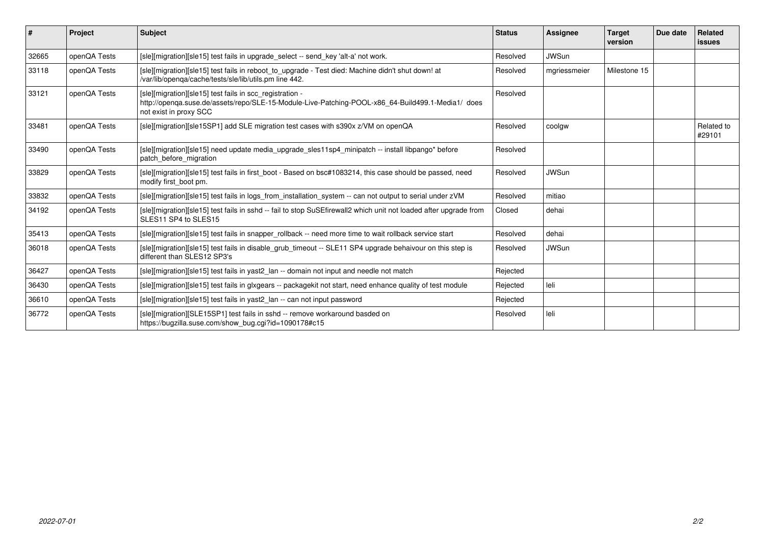| # | Project | Subject | Status | Assignee | Target version | Due date | Related issues |
|---|---|---|---|---|---|---|---|
| 32665 | openQA Tests | [sle][migration][sle15] test fails in upgrade_select -- send_key 'alt-a' not work. | Resolved | JWSun | | | |
| 33118 | openQA Tests | [sle][migration][sle15] test fails in reboot_to_upgrade - Test died: Machine didn't shut down! at /var/lib/openqa/cache/tests/sle/lib/utils.pm line 442. | Resolved | mgriessmeier | Milestone 15 | | |
| 33121 | openQA Tests | [sle][migration][sle15] test fails in scc_registration - http://openqa.suse.de/assets/repo/SLE-15-Module-Live-Patching-POOL-x86_64-Build499.1-Media1/ does not exist in proxy SCC | Resolved | | | | |
| 33481 | openQA Tests | [sle][migration][sle15SP1] add SLE migration test cases with s390x z/VM on openQA | Resolved | coolgw | | | Related to #29101 |
| 33490 | openQA Tests | [sle][migration][sle15] need update media_upgrade_sles11sp4_minipatch -- install libpango* before patch_before_migration | Resolved | | | | |
| 33829 | openQA Tests | [sle][migration][sle15] test fails in first_boot - Based on bsc#1083214, this case should be passed, need modify first_boot pm. | Resolved | JWSun | | | |
| 33832 | openQA Tests | [sle][migration][sle15] test fails in logs_from_installation_system -- can not output to serial under zVM | Resolved | mitiao | | | |
| 34192 | openQA Tests | [sle][migration][sle15] test fails in sshd -- fail to stop SuSEfirewall2 which unit not loaded after upgrade from SLES11 SP4 to SLES15 | Closed | dehai | | | |
| 35413 | openQA Tests | [sle][migration][sle15] test fails in snapper_rollback -- need more time to wait rollback service start | Resolved | dehai | | | |
| 36018 | openQA Tests | [sle][migration][sle15] test fails in disable_grub_timeout -- SLE11 SP4 upgrade behaivour on this step is different than SLES12 SP3's | Resolved | JWSun | | | |
| 36427 | openQA Tests | [sle][migration][sle15] test fails in yast2_lan -- domain not input and needle not match | Rejected | | | | |
| 36430 | openQA Tests | [sle][migration][sle15] test fails in glxgears -- packagekit not start, need enhance quality of test module | Rejected | leli | | | |
| 36610 | openQA Tests | [sle][migration][sle15] test fails in yast2_lan -- can not input password | Rejected | | | | |
| 36772 | openQA Tests | [sle][migration][SLE15SP1] test fails in sshd -- remove workaround basded on https://bugzilla.suse.com/show_bug.cgi?id=1090178#c15 | Resolved | leli | | | |

2022-07-01